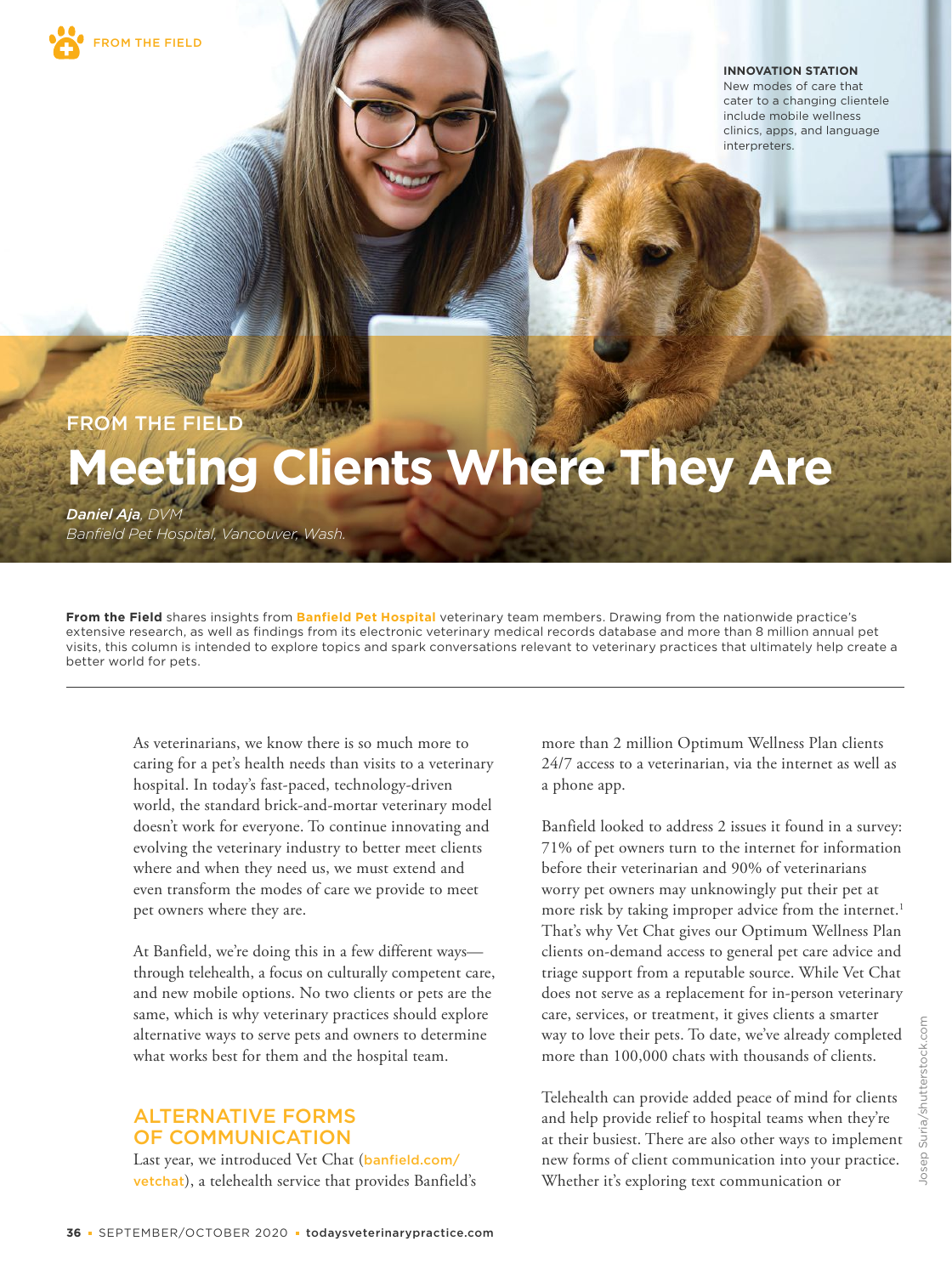FROM THE FIELD

**INNOVATION STATION**
New modes of care that cater to a changing clientele include mobile wellness clinics, apps, and language interpreters.

FROM THE FIELD

# Meeting Clients Where They Are

***Daniel Aja**, DVM*
*Banfield Pet Hospital, Vancouver, Wash.*

**From the Field** shares insights from **Banfield Pet Hospital** veterinary team members. Drawing from the nationwide practice's extensive research, as well as findings from its electronic veterinary medical records database and more than 8 million annual pet visits, this column is intended to explore topics and spark conversations relevant to veterinary practices that ultimately help create a better world for pets.

---

As veterinarians, we know there is so much more to caring for a pet's health needs than visits to a veterinary hospital. In today's fast-paced, technology-driven world, the standard brick-and-mortar veterinary model doesn't work for everyone. To continue innovating and evolving the veterinary industry to better meet clients where and when they need us, we must extend and even transform the modes of care we provide to meet pet owners where they are.

At Banfield, we're doing this in a few different ways—through telehealth, a focus on culturally competent care, and new mobile options. No two clients or pets are the same, which is why veterinary practices should explore alternative ways to serve pets and owners to determine what works best for them and the hospital team.

## ALTERNATIVE FORMS OF COMMUNICATION

Last year, we introduced Vet Chat (banfield.com/vetchat), a telehealth service that provides Banfield's more than 2 million Optimum Wellness Plan clients 24/7 access to a veterinarian, via the internet as well as a phone app.

Banfield looked to address 2 issues it found in a survey: 71% of pet owners turn to the internet for information before their veterinarian and 90% of veterinarians worry pet owners may unknowingly put their pet at more risk by taking improper advice from the internet.[1] That's why Vet Chat gives our Optimum Wellness Plan clients on-demand access to general pet care advice and triage support from a reputable source. While Vet Chat does not serve as a replacement for in-person veterinary care, services, or treatment, it gives clients a smarter way to love their pets. To date, we've already completed more than 100,000 chats with thousands of clients.

Telehealth can provide added peace of mind for clients and help provide relief to hospital teams when they're at their busiest. There are also other ways to implement new forms of client communication into your practice. Whether it's exploring text communication or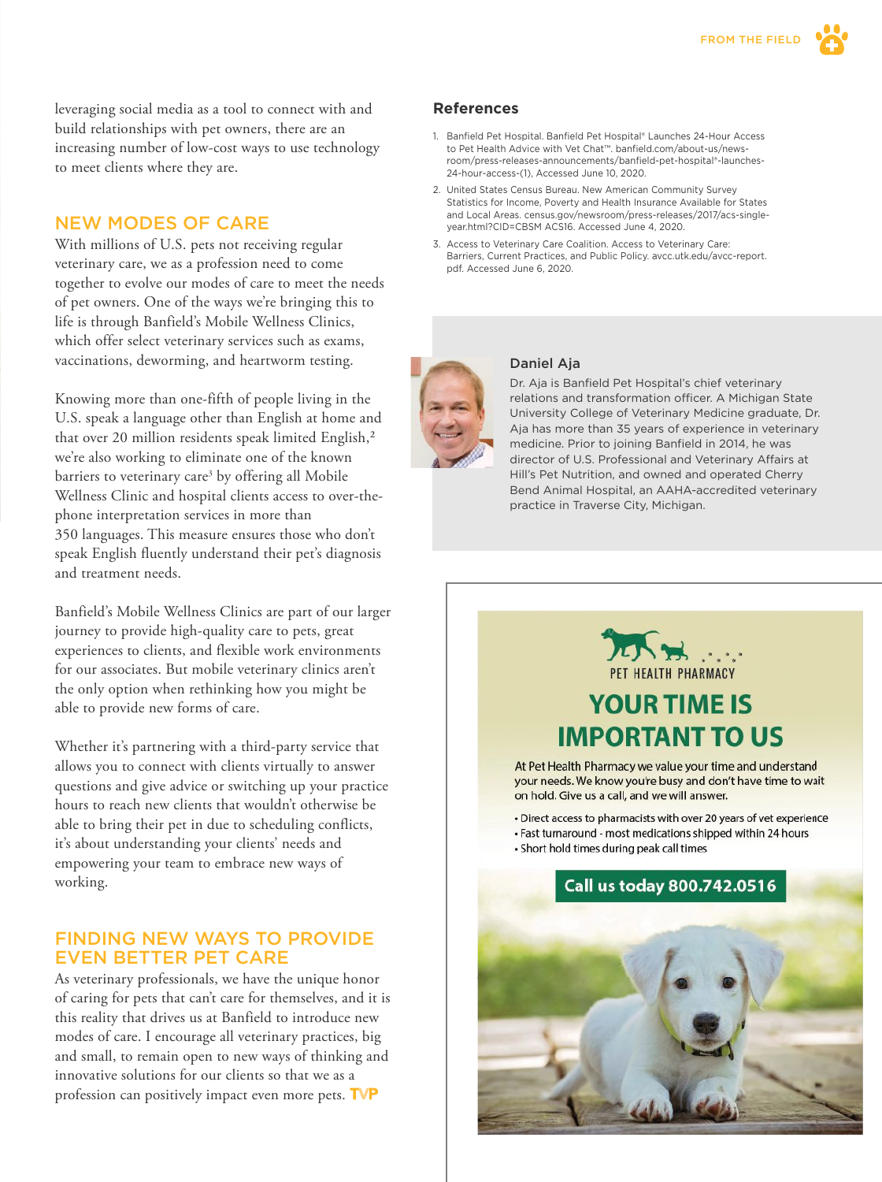leveraging social media as a tool to connect with and build relationships with pet owners, there are an increasing number of low-cost ways to use technology to meet clients where they are.

## NEW MODES OF CARE

With millions of U.S. pets not receiving regular veterinary care, we as a profession need to come together to evolve our modes of care to meet the needs of pet owners. One of the ways we're bringing this to life is through Banfield's Mobile Wellness Clinics, which offer select veterinary services such as exams, vaccinations, deworming, and heartworm testing.

Knowing more than one-fifth of people living in the U.S. speak a language other than English at home and that over 20 million residents speak limited English,[2] we're also working to eliminate one of the known barriers to veterinary care[3] by offering all Mobile Wellness Clinic and hospital clients access to over-the-phone interpretation services in more than 350 languages. This measure ensures those who don't speak English fluently understand their pet's diagnosis and treatment needs.

Banfield's Mobile Wellness Clinics are part of our larger journey to provide high-quality care to pets, great experiences to clients, and flexible work environments for our associates. But mobile veterinary clinics aren't the only option when rethinking how you might be able to provide new forms of care.

Whether it's partnering with a third-party service that allows you to connect with clients virtually to answer questions and give advice or switching up your practice hours to reach new clients that wouldn't otherwise be able to bring their pet in due to scheduling conflicts, it's about understanding your clients' needs and empowering your team to embrace new ways of working.

## FINDING NEW WAYS TO PROVIDE EVEN BETTER PET CARE

As veterinary professionals, we have the unique honor of caring for pets that can't care for themselves, and it is this reality that drives us at Banfield to introduce new modes of care. I encourage all veterinary practices, big and small, to remain open to new ways of thinking and innovative solutions for our clients so that we as a profession can positively impact even more pets. TVP

### References

1. Banfield Pet Hospital. Banfield Pet Hospital® Launches 24-Hour Access to Pet Health Advice with Vet Chat™. banfield.com/about-us/news-room/press-releases-announcements/banfield-pet-hospital®-launches-24-hour-access-(1). Accessed June 10, 2020.
2. United States Census Bureau. New American Community Survey Statistics for Income, Poverty and Health Insurance Available for States and Local Areas. census.gov/newsroom/press-releases/2017/acs-single-year.html?CID=CBSM ACS16. Accessed June 4, 2020.
3. Access to Veterinary Care Coalition. Access to Veterinary Care: Barriers, Current Practices, and Public Policy. avcc.utk.edu/avcc-report.pdf. Accessed June 6, 2020.

**Daniel Aja**

Dr. Aja is Banfield Pet Hospital's chief veterinary relations and transformation officer. A Michigan State University College of Veterinary Medicine graduate, Dr. Aja has more than 35 years of experience in veterinary medicine. Prior to joining Banfield in 2014, he was director of U.S. Professional and Veterinary Affairs at Hill's Pet Nutrition, and owned and operated Cherry Bend Animal Hospital, an AAHA-accredited veterinary practice in Traverse City, Michigan.

PET HEALTH PHARMACY

**YOUR TIME IS IMPORTANT TO US**

At Pet Health Pharmacy we value your time and understand your needs. We know you're busy and don't have time to wait on hold. Give us a call, and we will answer.

- Direct access to pharmacists with over 20 years of vet experience
- Fast turnaround - most medications shipped within 24 hours
- Short hold times during peak call times

**Call us today 800.742.0516**